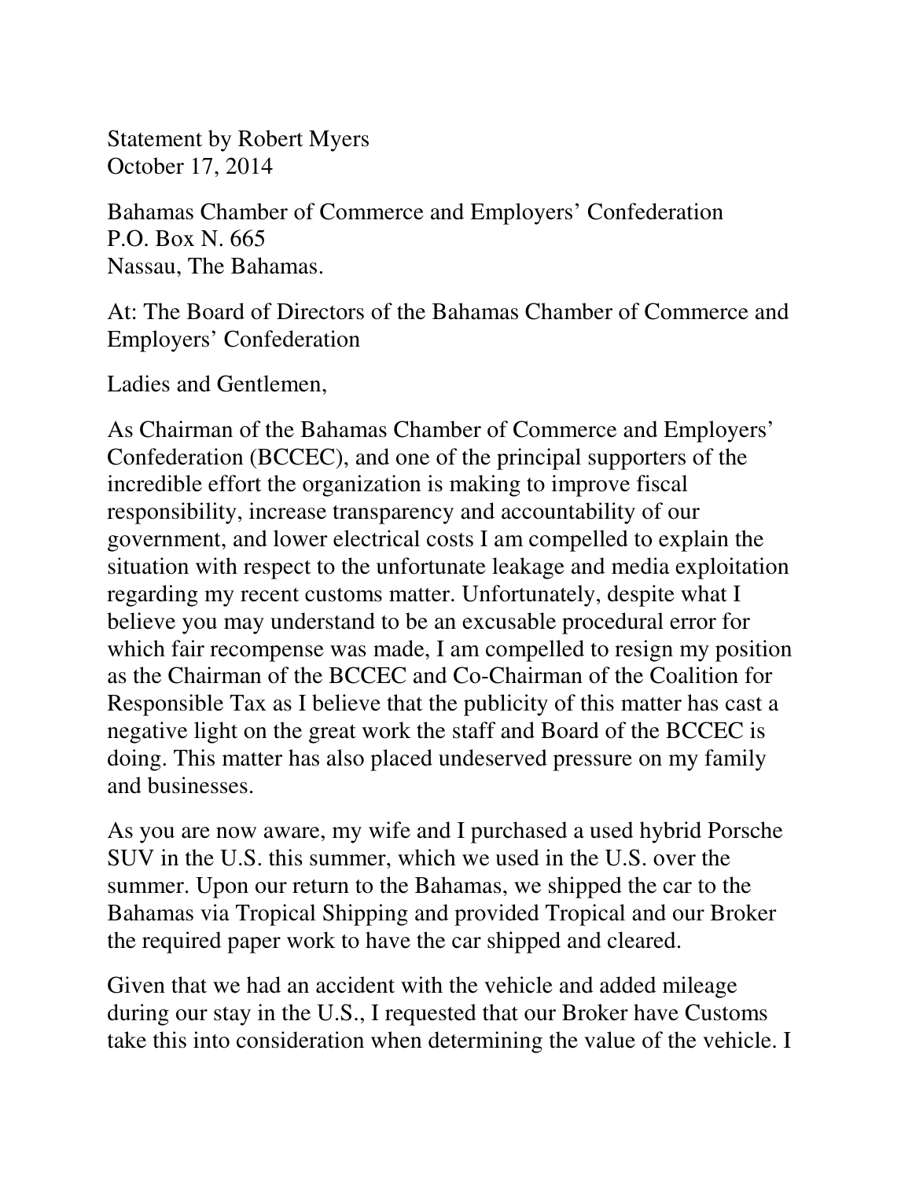Statement by Robert Myers
October 17, 2014

Bahamas Chamber of Commerce and Employers' Confederation
P.O. Box N. 665
Nassau, The Bahamas.

At: The Board of Directors of the Bahamas Chamber of Commerce and Employers' Confederation

Ladies and Gentlemen,

As Chairman of the Bahamas Chamber of Commerce and Employers' Confederation (BCCEC), and one of the principal supporters of the incredible effort the organization is making to improve fiscal responsibility, increase transparency and accountability of our government, and lower electrical costs I am compelled to explain the situation with respect to the unfortunate leakage and media exploitation regarding my recent customs matter. Unfortunately, despite what I believe you may understand to be an excusable procedural error for which fair recompense was made, I am compelled to resign my position as the Chairman of the BCCEC and Co-Chairman of the Coalition for Responsible Tax as I believe that the publicity of this matter has cast a negative light on the great work the staff and Board of the BCCEC is doing. This matter has also placed undeserved pressure on my family and businesses.

As you are now aware, my wife and I purchased a used hybrid Porsche SUV in the U.S. this summer, which we used in the U.S. over the summer. Upon our return to the Bahamas, we shipped the car to the Bahamas via Tropical Shipping and provided Tropical and our Broker the required paper work to have the car shipped and cleared.

Given that we had an accident with the vehicle and added mileage during our stay in the U.S., I requested that our Broker have Customs take this into consideration when determining the value of the vehicle. I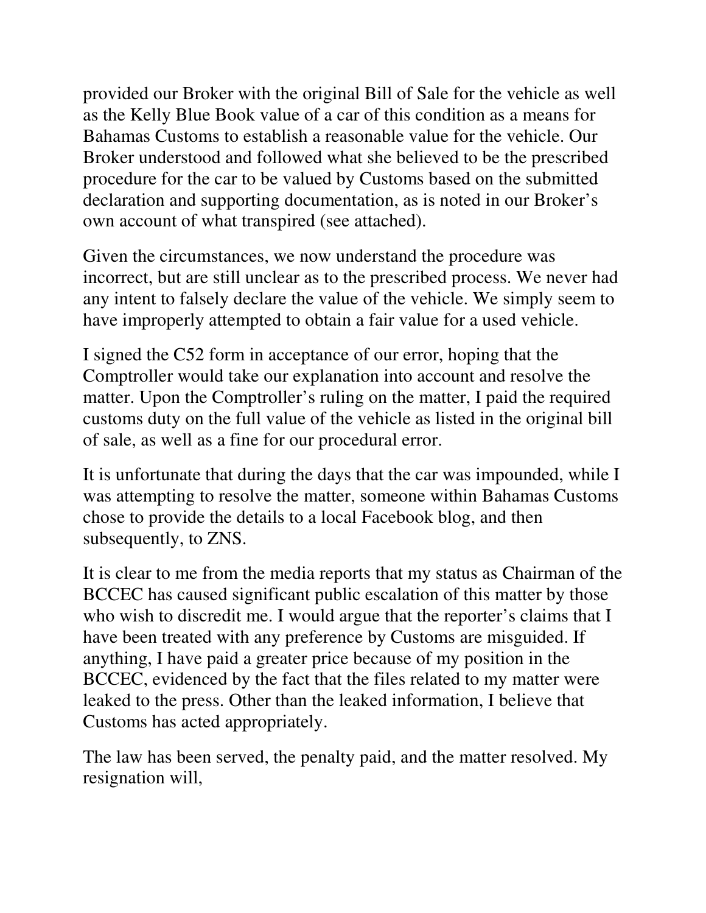provided our Broker with the original Bill of Sale for the vehicle as well as the Kelly Blue Book value of a car of this condition as a means for Bahamas Customs to establish a reasonable value for the vehicle. Our Broker understood and followed what she believed to be the prescribed procedure for the car to be valued by Customs based on the submitted declaration and supporting documentation, as is noted in our Broker's own account of what transpired (see attached).

Given the circumstances, we now understand the procedure was incorrect, but are still unclear as to the prescribed process. We never had any intent to falsely declare the value of the vehicle. We simply seem to have improperly attempted to obtain a fair value for a used vehicle.

I signed the C52 form in acceptance of our error, hoping that the Comptroller would take our explanation into account and resolve the matter. Upon the Comptroller's ruling on the matter, I paid the required customs duty on the full value of the vehicle as listed in the original bill of sale, as well as a fine for our procedural error.

It is unfortunate that during the days that the car was impounded, while I was attempting to resolve the matter, someone within Bahamas Customs chose to provide the details to a local Facebook blog, and then subsequently, to ZNS.

It is clear to me from the media reports that my status as Chairman of the BCCEC has caused significant public escalation of this matter by those who wish to discredit me. I would argue that the reporter's claims that I have been treated with any preference by Customs are misguided. If anything, I have paid a greater price because of my position in the BCCEC, evidenced by the fact that the files related to my matter were leaked to the press. Other than the leaked information, I believe that Customs has acted appropriately.

The law has been served, the penalty paid, and the matter resolved. My resignation will,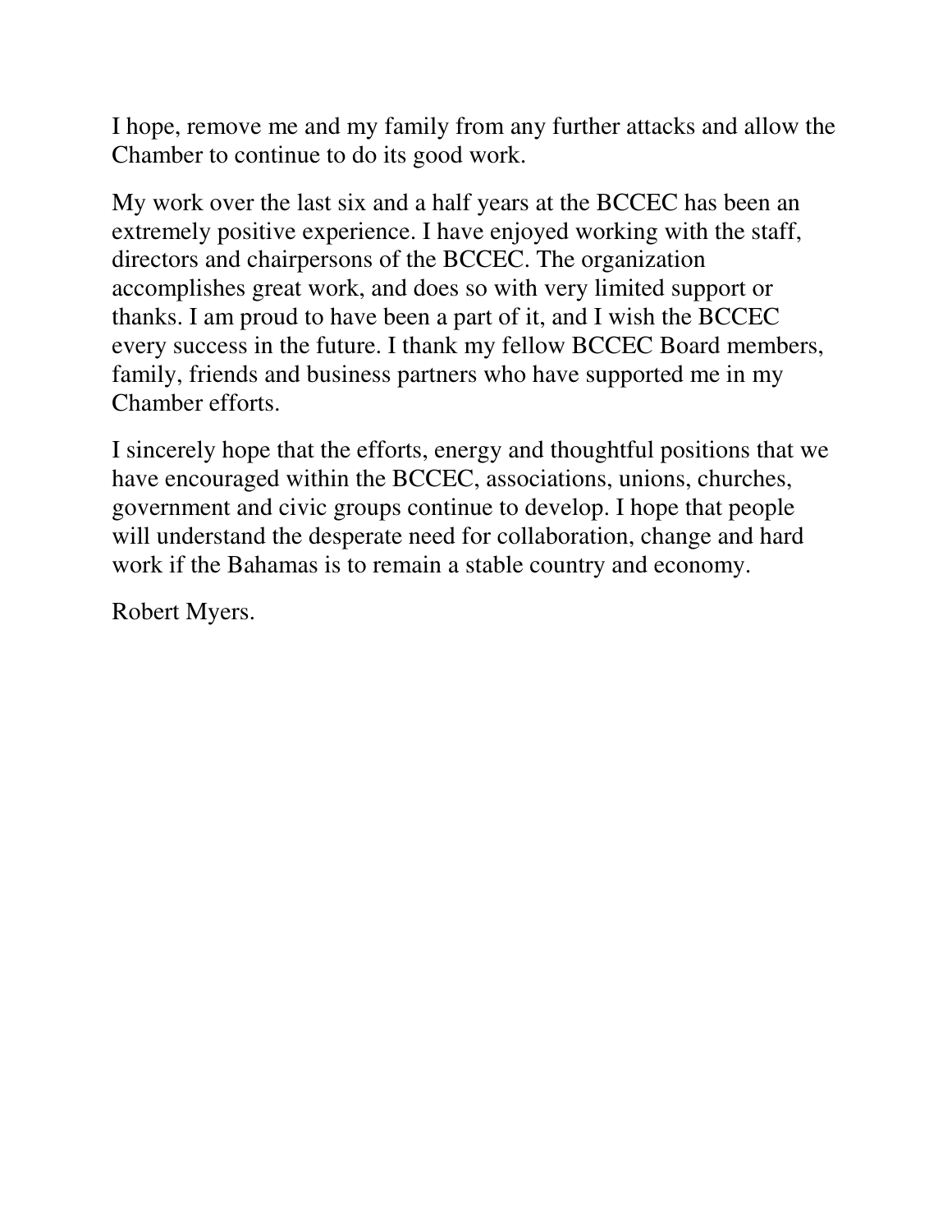I hope, remove me and my family from any further attacks and allow the Chamber to continue to do its good work.

My work over the last six and a half years at the BCCEC has been an extremely positive experience. I have enjoyed working with the staff, directors and chairpersons of the BCCEC. The organization accomplishes great work, and does so with very limited support or thanks. I am proud to have been a part of it, and I wish the BCCEC every success in the future. I thank my fellow BCCEC Board members, family, friends and business partners who have supported me in my Chamber efforts.

I sincerely hope that the efforts, energy and thoughtful positions that we have encouraged within the BCCEC, associations, unions, churches, government and civic groups continue to develop. I hope that people will understand the desperate need for collaboration, change and hard work if the Bahamas is to remain a stable country and economy.

Robert Myers.